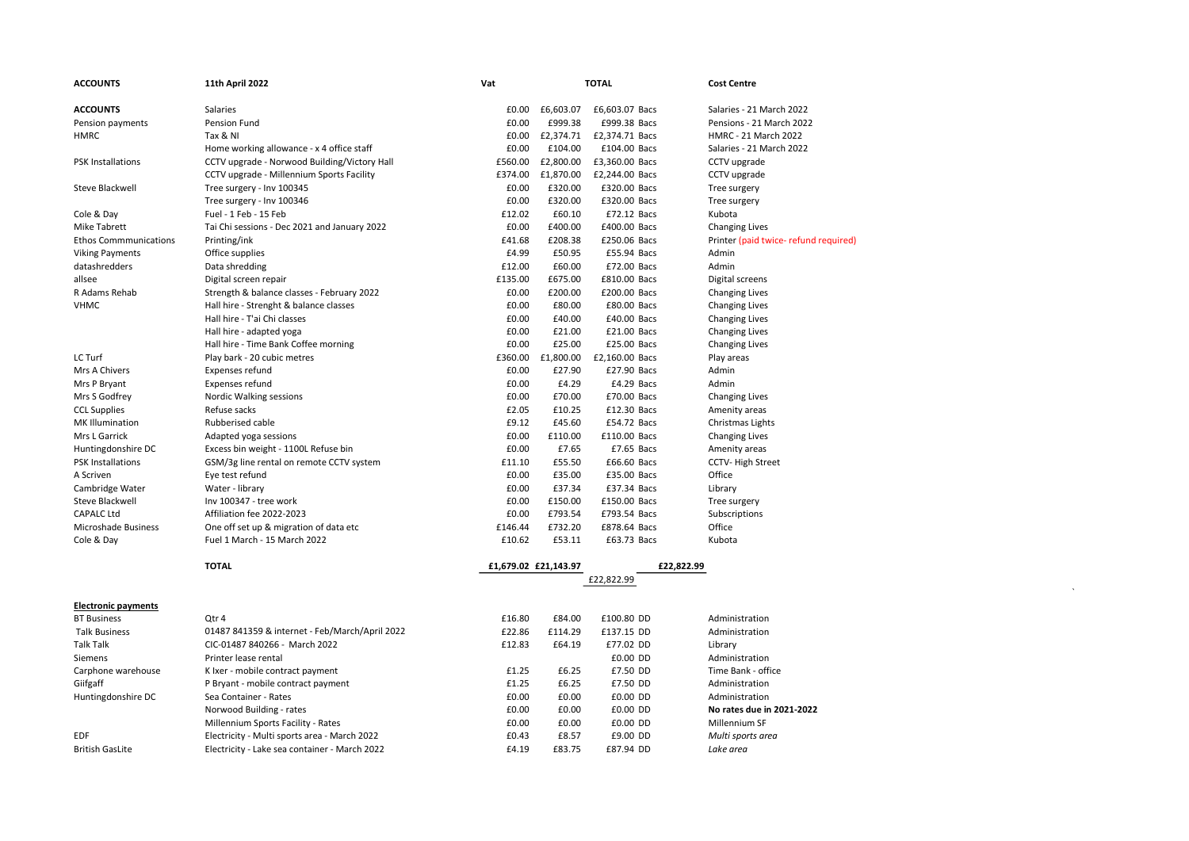| ACCOUNTS | 11th April 2022 | Vat | | TOTAL | | Cost Centre |
|---|---|---|---|---|---|---|
| ACCOUNTS | Salaries | £0.00 | £6,603.07 | £6,603.07 | Bacs | Salaries - 21 March 2022 |
| Pension payments | Pension Fund | £0.00 | £999.38 | £999.38 | Bacs | Pensions - 21 March 2022 |
| HMRC | Tax & NI | £0.00 | £2,374.71 | £2,374.71 | Bacs | HMRC - 21 March 2022 |
| | Home working allowance - x 4 office staff | £0.00 | £104.00 | £104.00 | Bacs | Salaries - 21 March 2022 |
| PSK Installations | CCTV upgrade - Norwood Building/Victory Hall | £560.00 | £2,800.00 | £3,360.00 | Bacs | CCTV upgrade |
| | CCTV upgrade - Millennium Sports Facility | £374.00 | £1,870.00 | £2,244.00 | Bacs | CCTV upgrade |
| Steve Blackwell | Tree surgery - Inv 100345 | £0.00 | £320.00 | £320.00 | Bacs | Tree surgery |
| | Tree surgery - Inv 100346 | £0.00 | £320.00 | £320.00 | Bacs | Tree surgery |
| Cole & Day | Fuel - 1 Feb - 15 Feb | £12.02 | £60.10 | £72.12 | Bacs | Kubota |
| Mike Tabrett | Tai Chi sessions - Dec 2021 and January 2022 | £0.00 | £400.00 | £400.00 | Bacs | Changing Lives |
| Ethos Commmunications | Printing/ink | £41.68 | £208.38 | £250.06 | Bacs | Printer (paid twice- refund required) |
| Viking Payments | Office supplies | £4.99 | £50.95 | £55.94 | Bacs | Admin |
| datashredders | Data shredding | £12.00 | £60.00 | £72.00 | Bacs | Admin |
| allsee | Digital screen repair | £135.00 | £675.00 | £810.00 | Bacs | Digital screens |
| R Adams Rehab | Strength & balance classes - February 2022 | £0.00 | £200.00 | £200.00 | Bacs | Changing Lives |
| VHMC | Hall hire - Strenght & balance classes | £0.00 | £80.00 | £80.00 | Bacs | Changing Lives |
| | Hall hire - T'ai Chi classes | £0.00 | £40.00 | £40.00 | Bacs | Changing Lives |
| | Hall hire - adapted yoga | £0.00 | £21.00 | £21.00 | Bacs | Changing Lives |
| | Hall hire - Time Bank Coffee morning | £0.00 | £25.00 | £25.00 | Bacs | Changing Lives |
| LC Turf | Play bark - 20 cubic metres | £360.00 | £1,800.00 | £2,160.00 | Bacs | Play areas |
| Mrs A Chivers | Expenses refund | £0.00 | £27.90 | £27.90 | Bacs | Admin |
| Mrs P Bryant | Expenses refund | £0.00 | £4.29 | £4.29 | Bacs | Admin |
| Mrs S Godfrey | Nordic Walking sessions | £0.00 | £70.00 | £70.00 | Bacs | Changing Lives |
| CCL Supplies | Refuse sacks | £2.05 | £10.25 | £12.30 | Bacs | Amenity areas |
| MK Illumination | Rubberised cable | £9.12 | £45.60 | £54.72 | Bacs | Christmas Lights |
| Mrs L Garrick | Adapted yoga sessions | £0.00 | £110.00 | £110.00 | Bacs | Changing Lives |
| Huntingdonshire DC | Excess bin weight - 1100L Refuse bin | £0.00 | £7.65 | £7.65 | Bacs | Amenity areas |
| PSK Installations | GSM/3g line rental on remote CCTV system | £11.10 | £55.50 | £66.60 | Bacs | CCTV- High Street |
| A Scriven | Eye test refund | £0.00 | £35.00 | £35.00 | Bacs | Office |
| Cambridge Water | Water - library | £0.00 | £37.34 | £37.34 | Bacs | Library |
| Steve Blackwell | Inv 100347 - tree work | £0.00 | £150.00 | £150.00 | Bacs | Tree surgery |
| CAPALC Ltd | Affiliation fee 2022-2023 | £0.00 | £793.54 | £793.54 | Bacs | Subscriptions |
| Microshade Business | One off set up & migration of data etc | £146.44 | £732.20 | £878.64 | Bacs | Office |
| Cole & Day | Fuel 1 March - 15 March 2022 | £10.62 | £53.11 | £63.73 | Bacs | Kubota |
| | **TOTAL** | £1,679.02 | £21,143.97 | | £22,822.99 | |
| | | | | £22,822.99 | | |

| Electronic payments | | | | | | |
|---|---|---|---|---|---|---|
| BT Business | Qtr 4 | £16.80 | £84.00 | £100.80 | DD | Administration |
| Talk Business | 01487 841359 & internet - Feb/March/April 2022 | £22.86 | £114.29 | £137.15 | DD | Administration |
| Talk Talk | CIC-01487 840266 - March 2022 | £12.83 | £64.19 | £77.02 | DD | Library |
| Siemens | Printer lease rental | | | £0.00 | DD | Administration |
| Carphone warehouse | K Ixer - mobile contract payment | £1.25 | £6.25 | £7.50 | DD | Time Bank - office |
| Giifgaff | P Bryant - mobile contract payment | £1.25 | £6.25 | £7.50 | DD | Administration |
| Huntingdonshire DC | Sea Container - Rates | £0.00 | £0.00 | £0.00 | DD | Administration |
| | Norwood Building - rates | £0.00 | £0.00 | £0.00 | DD | **No rates due in 2021-2022** |
| | Millennium Sports Facility - Rates | £0.00 | £0.00 | £0.00 | DD | Millennium SF |
| EDF | Electricity - Multi sports area - March 2022 | £0.43 | £8.57 | £9.00 | DD | *Multi sports area* |
| British GasLite | Electricity - Lake sea container - March 2022 | £4.19 | £83.75 | £87.94 | DD | *Lake area* |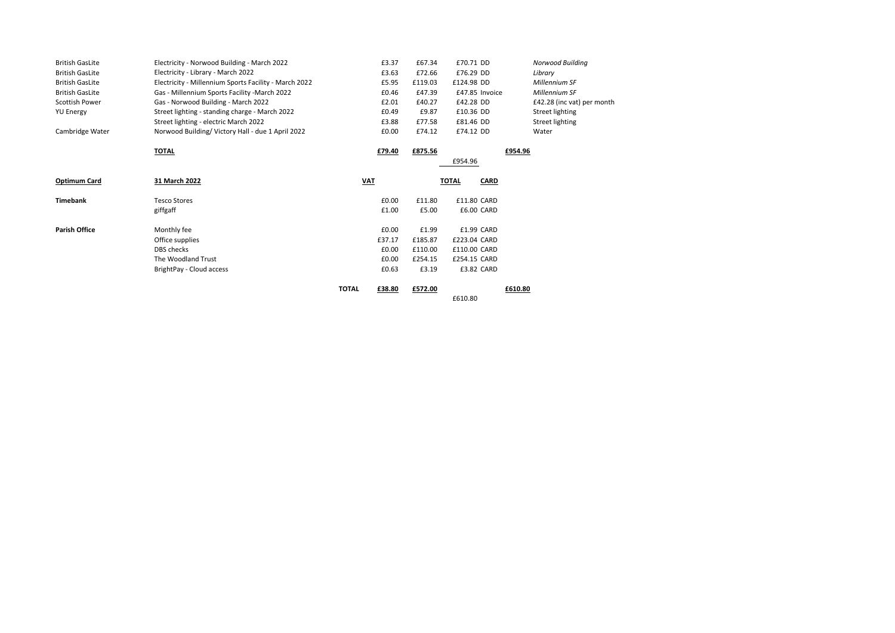| | | | | | | | | |
|---|---|---|---|---|---|---|---|---|
| British GasLite | Electricity - Norwood Building - March 2022 | | £3.37 | £67.34 | £70.71 | DD | | *Norwood Building* |
| British GasLite | Electricity - Library - March 2022 | | £3.63 | £72.66 | £76.29 | DD | | *Library* |
| British GasLite | Electricity - Millennium Sports Facility - March 2022 | | £5.95 | £119.03 | £124.98 | DD | | *Millennium SF* |
| British GasLite | Gas - Millennium Sports Facility -March 2022 | | £0.46 | £47.39 | £47.85 | Invoice | | *Millennium SF* |
| Scottish Power | Gas - Norwood Building - March 2022 | | £2.01 | £40.27 | £42.28 | DD | | £42.28 (inc vat) per month |
| YU Energy | Street lighting - standing charge - March 2022 | | £0.49 | £9.87 | £10.36 | DD | | Street lighting |
| | Street lighting - electric March 2022 | | £3.88 | £77.58 | £81.46 | DD | | Street lighting |
| Cambridge Water | Norwood Building/ Victory Hall - due 1 April 2022 | | £0.00 | £74.12 | £74.12 | DD | | Water |
| | **TOTAL** | | **£79.40** | **£875.56** | | | **£954.96** | |
| | | | | | £954.96 | | | |

| | | | | | | | | |
|---|---|---|---|---|---|---|---|---|
| **Optimum Card** | **31 March 2022** | | **VAT** | | **TOTAL** | **CARD** | | |
| **Timebank** | Tesco Stores | | £0.00 | £11.80 | £11.80 | CARD | | |
| | giffgaff | | £1.00 | £5.00 | £6.00 | CARD | | |
| **Parish Office** | Monthly fee | | £0.00 | £1.99 | £1.99 | CARD | | |
| | Office supplies | | £37.17 | £185.87 | £223.04 | CARD | | |
| | DBS checks | | £0.00 | £110.00 | £110.00 | CARD | | |
| | The Woodland Trust | | £0.00 | £254.15 | £254.15 | CARD | | |
| | BrightPay - Cloud access | | £0.63 | £3.19 | £3.82 | CARD | | |
| | | **TOTAL** | **£38.80** | **£572.00** | | | **£610.80** | |
| | | | | | £610.80 | | | |